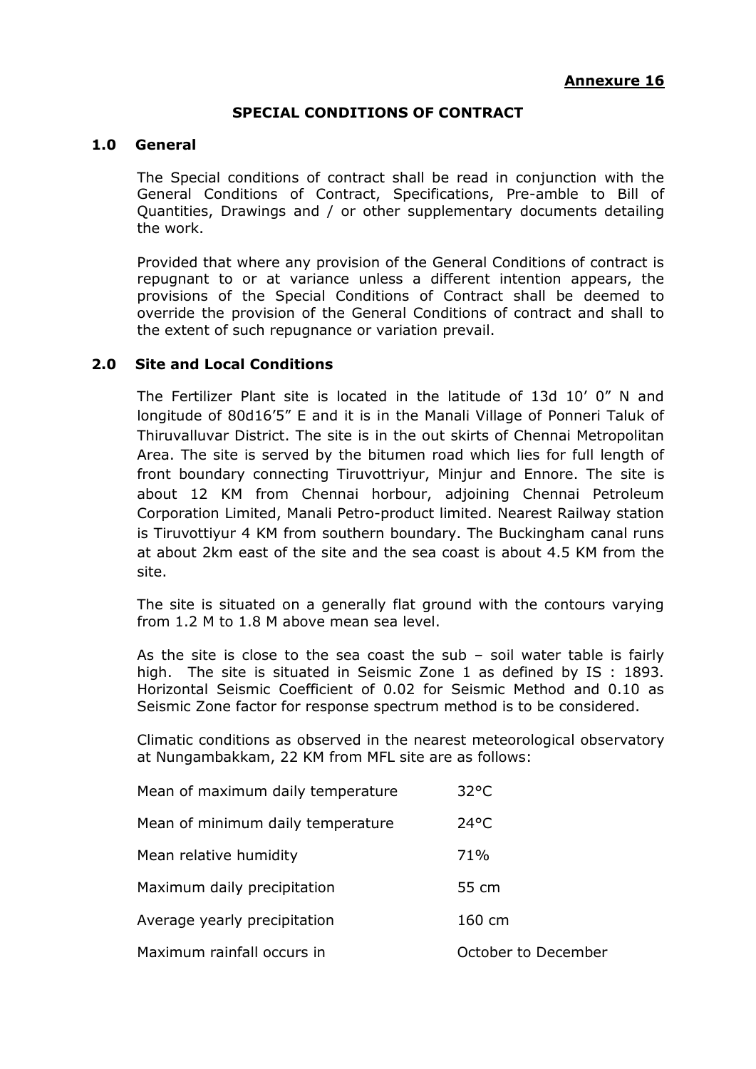**Annexure 16**

# SPECIAL CONDITIONS OF CONTRACT

## 1.0 General

The Special conditions of contract shall be read in conjunction with the General Conditions of Contract, Specifications, Pre-amble to Bill of Quantities, Drawings and / or other supplementary documents detailing the work.

Provided that where any provision of the General Conditions of contract is repugnant to or at variance unless a different intention appears, the provisions of the Special Conditions of Contract shall be deemed to override the provision of the General Conditions of contract and shall to the extent of such repugnance or variation prevail.

## 2.0 Site and Local Conditions

The Fertilizer Plant site is located in the latitude of 13d 10' 0" N and longitude of 80d16'5" E and it is in the Manali Village of Ponneri Taluk of Thiruvalluvar District. The site is in the out skirts of Chennai Metropolitan Area. The site is served by the bitumen road which lies for full length of front boundary connecting Tiruvottriyur, Minjur and Ennore. The site is about 12 KM from Chennai horbour, adjoining Chennai Petroleum Corporation Limited, Manali Petro-product limited. Nearest Railway station is Tiruvottiyur 4 KM from southern boundary. The Buckingham canal runs at about 2km east of the site and the sea coast is about 4.5 KM from the site.

The site is situated on a generally flat ground with the contours varying from 1.2 M to 1.8 M above mean sea level.

As the site is close to the sea coast the sub – soil water table is fairly high. The site is situated in Seismic Zone 1 as defined by IS : 1893. Horizontal Seismic Coefficient of 0.02 for Seismic Method and 0.10 as Seismic Zone factor for response spectrum method is to be considered.

Climatic conditions as observed in the nearest meteorological observatory at Nungambakkam, 22 KM from MFL site are as follows:

| | |
|---|---|
| Mean of maximum daily temperature | 32°C |
| Mean of minimum daily temperature | 24°C |
| Mean relative humidity | 71% |
| Maximum daily precipitation | 55 cm |
| Average yearly precipitation | 160 cm |
| Maximum rainfall occurs in | October to December |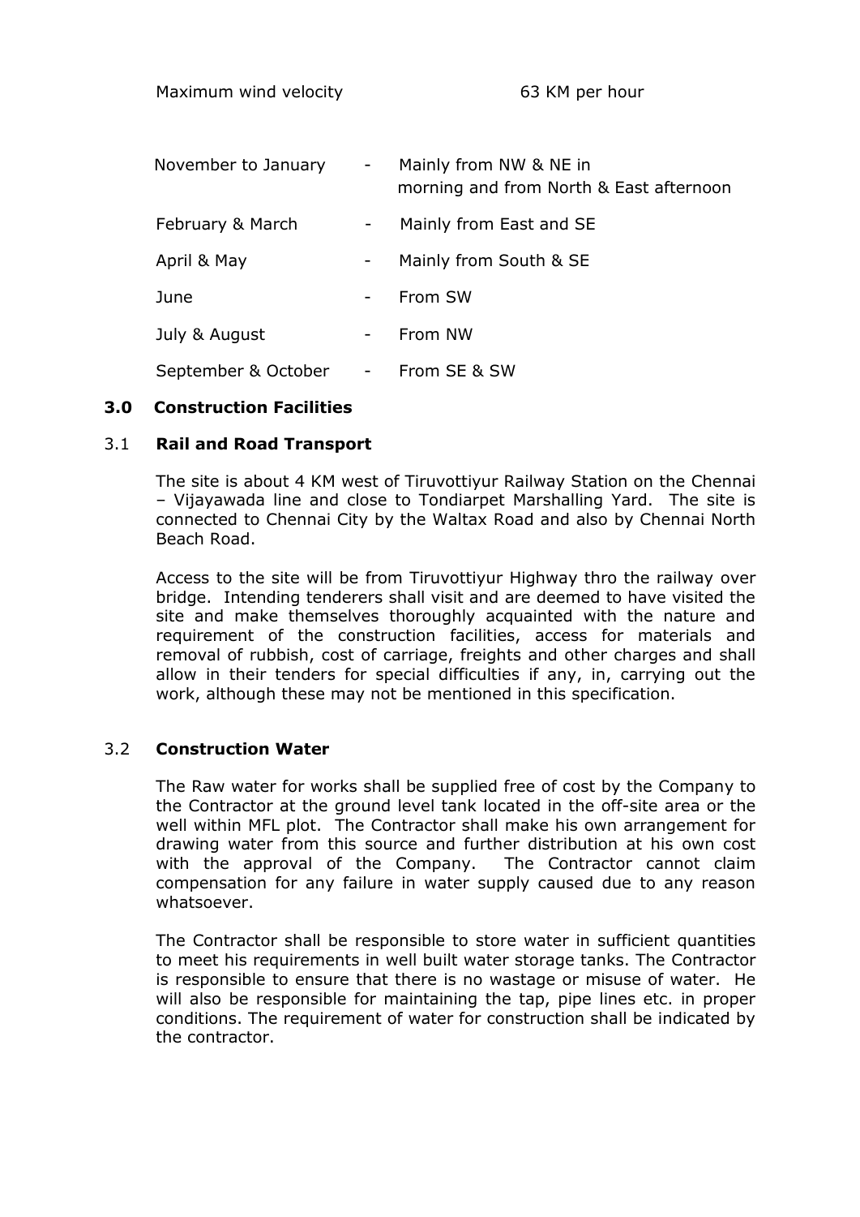| | | |
|---|---|---|
| Maximum wind velocity | | 63 KM per hour |
| November to January | - | Mainly from NW & NE in morning and from North & East afternoon |
| February & March | - | Mainly from East and SE |
| April & May | - | Mainly from South & SE |
| June | - | From SW |
| July & August | - | From NW |
| September & October | - | From SE & SW |

## 3.0 Construction Facilities

### 3.1 Rail and Road Transport

The site is about 4 KM west of Tiruvottiyur Railway Station on the Chennai – Vijayawada line and close to Tondiarpet Marshalling Yard. The site is connected to Chennai City by the Waltax Road and also by Chennai North Beach Road.

Access to the site will be from Tiruvottiyur Highway thro the railway over bridge. Intending tenderers shall visit and are deemed to have visited the site and make themselves thoroughly acquainted with the nature and requirement of the construction facilities, access for materials and removal of rubbish, cost of carriage, freights and other charges and shall allow in their tenders for special difficulties if any, in, carrying out the work, although these may not be mentioned in this specification.

### 3.2 Construction Water

The Raw water for works shall be supplied free of cost by the Company to the Contractor at the ground level tank located in the off-site area or the well within MFL plot. The Contractor shall make his own arrangement for drawing water from this source and further distribution at his own cost with the approval of the Company. The Contractor cannot claim compensation for any failure in water supply caused due to any reason whatsoever.

The Contractor shall be responsible to store water in sufficient quantities to meet his requirements in well built water storage tanks. The Contractor is responsible to ensure that there is no wastage or misuse of water. He will also be responsible for maintaining the tap, pipe lines etc. in proper conditions. The requirement of water for construction shall be indicated by the contractor.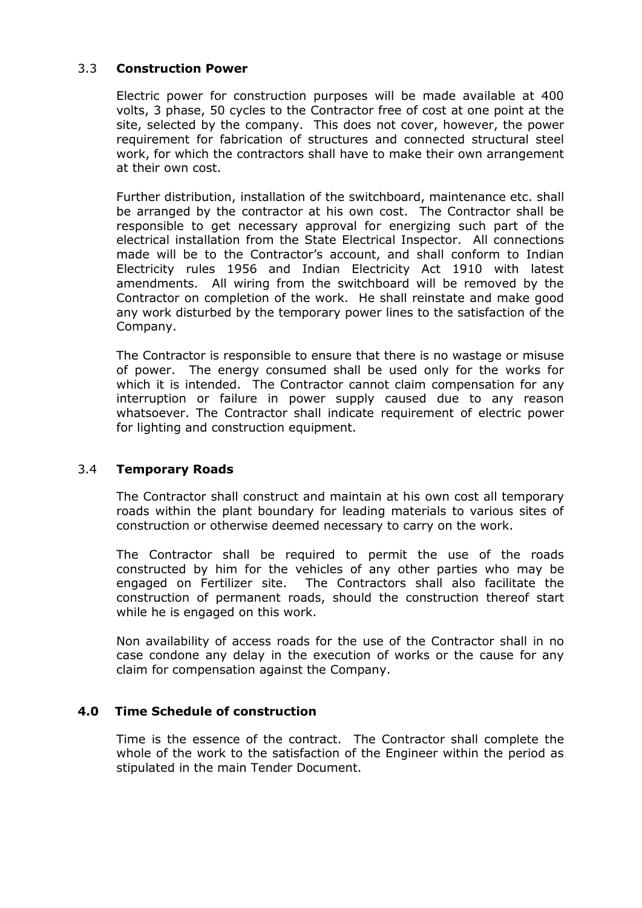### 3.3 **Construction Power**

Electric power for construction purposes will be made available at 400 volts, 3 phase, 50 cycles to the Contractor free of cost at one point at the site, selected by the company. This does not cover, however, the power requirement for fabrication of structures and connected structural steel work, for which the contractors shall have to make their own arrangement at their own cost.

Further distribution, installation of the switchboard, maintenance etc. shall be arranged by the contractor at his own cost. The Contractor shall be responsible to get necessary approval for energizing such part of the electrical installation from the State Electrical Inspector. All connections made will be to the Contractor's account, and shall conform to Indian Electricity rules 1956 and Indian Electricity Act 1910 with latest amendments. All wiring from the switchboard will be removed by the Contractor on completion of the work. He shall reinstate and make good any work disturbed by the temporary power lines to the satisfaction of the Company.

The Contractor is responsible to ensure that there is no wastage or misuse of power. The energy consumed shall be used only for the works for which it is intended. The Contractor cannot claim compensation for any interruption or failure in power supply caused due to any reason whatsoever. The Contractor shall indicate requirement of electric power for lighting and construction equipment.

### 3.4 **Temporary Roads**

The Contractor shall construct and maintain at his own cost all temporary roads within the plant boundary for leading materials to various sites of construction or otherwise deemed necessary to carry on the work.

The Contractor shall be required to permit the use of the roads constructed by him for the vehicles of any other parties who may be engaged on Fertilizer site. The Contractors shall also facilitate the construction of permanent roads, should the construction thereof start while he is engaged on this work.

Non availability of access roads for the use of the Contractor shall in no case condone any delay in the execution of works or the cause for any claim for compensation against the Company.

## **4.0 Time Schedule of construction**

Time is the essence of the contract. The Contractor shall complete the whole of the work to the satisfaction of the Engineer within the period as stipulated in the main Tender Document.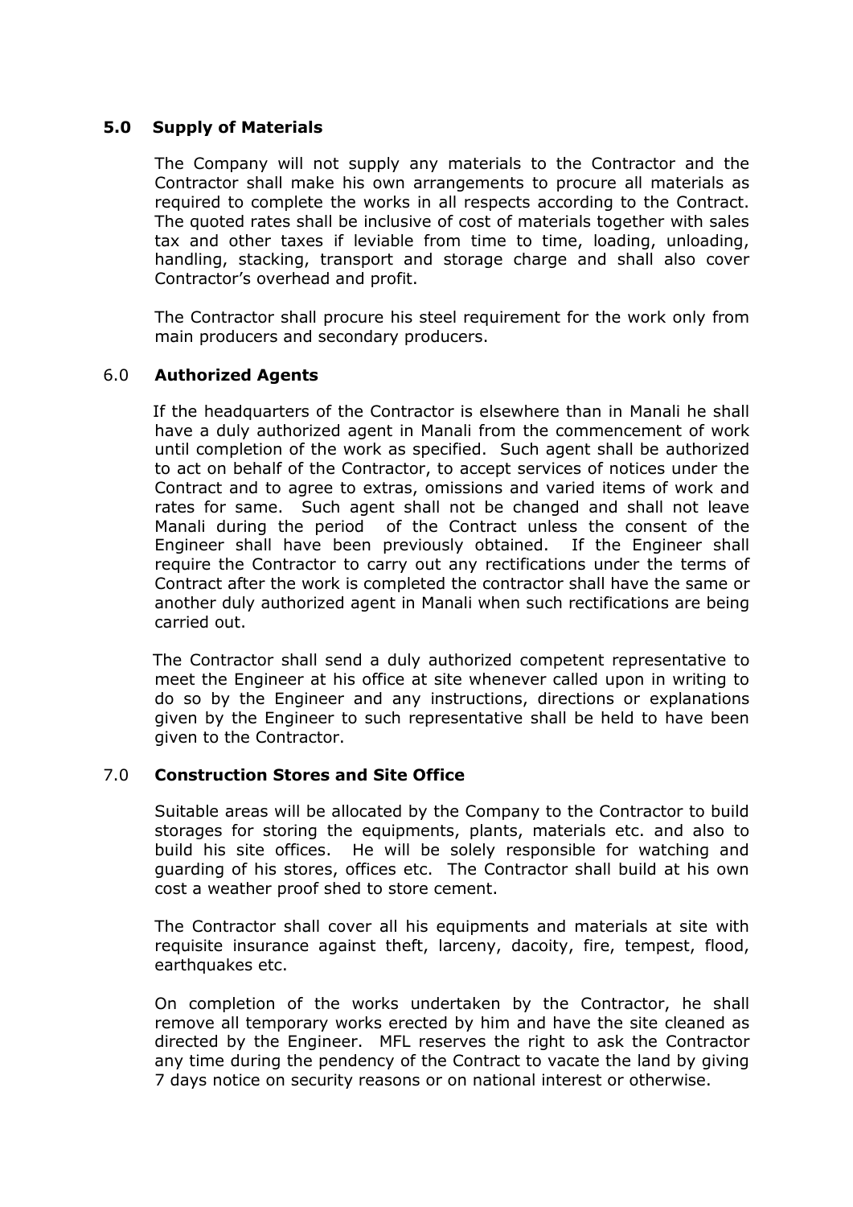## 5.0 Supply of Materials

The Company will not supply any materials to the Contractor and the Contractor shall make his own arrangements to procure all materials as required to complete the works in all respects according to the Contract. The quoted rates shall be inclusive of cost of materials together with sales tax and other taxes if leviable from time to time, loading, unloading, handling, stacking, transport and storage charge and shall also cover Contractor's overhead and profit.

The Contractor shall procure his steel requirement for the work only from main producers and secondary producers.

## 6.0 Authorized Agents

If the headquarters of the Contractor is elsewhere than in Manali he shall have a duly authorized agent in Manali from the commencement of work until completion of the work as specified. Such agent shall be authorized to act on behalf of the Contractor, to accept services of notices under the Contract and to agree to extras, omissions and varied items of work and rates for same. Such agent shall not be changed and shall not leave Manali during the period of the Contract unless the consent of the Engineer shall have been previously obtained. If the Engineer shall require the Contractor to carry out any rectifications under the terms of Contract after the work is completed the contractor shall have the same or another duly authorized agent in Manali when such rectifications are being carried out.

The Contractor shall send a duly authorized competent representative to meet the Engineer at his office at site whenever called upon in writing to do so by the Engineer and any instructions, directions or explanations given by the Engineer to such representative shall be held to have been given to the Contractor.

## 7.0 Construction Stores and Site Office

Suitable areas will be allocated by the Company to the Contractor to build storages for storing the equipments, plants, materials etc. and also to build his site offices. He will be solely responsible for watching and guarding of his stores, offices etc. The Contractor shall build at his own cost a weather proof shed to store cement.

The Contractor shall cover all his equipments and materials at site with requisite insurance against theft, larceny, dacoity, fire, tempest, flood, earthquakes etc.

On completion of the works undertaken by the Contractor, he shall remove all temporary works erected by him and have the site cleaned as directed by the Engineer. MFL reserves the right to ask the Contractor any time during the pendency of the Contract to vacate the land by giving 7 days notice on security reasons or on national interest or otherwise.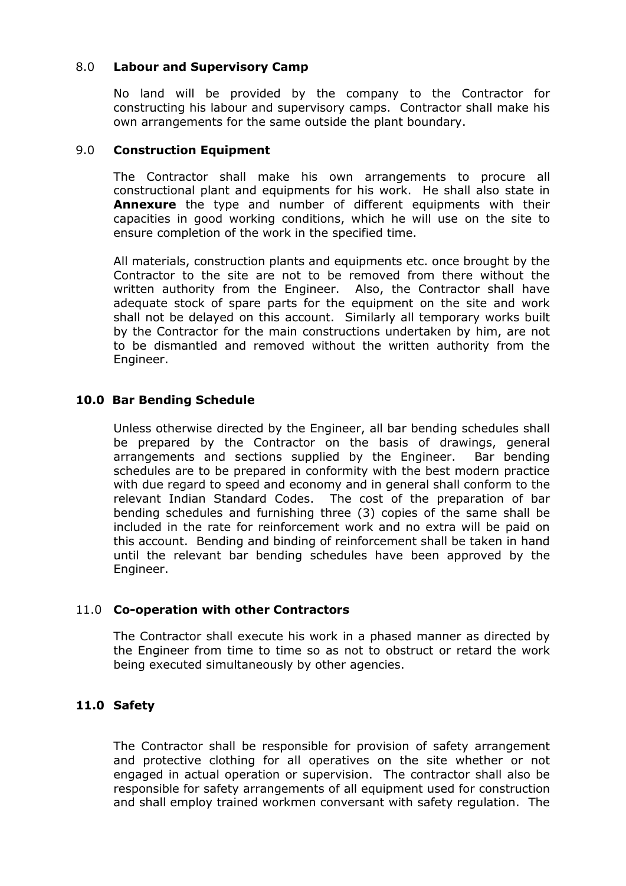## 8.0 Labour and Supervisory Camp

No land will be provided by the company to the Contractor for constructing his labour and supervisory camps. Contractor shall make his own arrangements for the same outside the plant boundary.

## 9.0 Construction Equipment

The Contractor shall make his own arrangements to procure all constructional plant and equipments for his work. He shall also state in **Annexure** the type and number of different equipments with their capacities in good working conditions, which he will use on the site to ensure completion of the work in the specified time.

All materials, construction plants and equipments etc. once brought by the Contractor to the site are not to be removed from there without the written authority from the Engineer. Also, the Contractor shall have adequate stock of spare parts for the equipment on the site and work shall not be delayed on this account. Similarly all temporary works built by the Contractor for the main constructions undertaken by him, are not to be dismantled and removed without the written authority from the Engineer.

## 10.0 Bar Bending Schedule

Unless otherwise directed by the Engineer, all bar bending schedules shall be prepared by the Contractor on the basis of drawings, general arrangements and sections supplied by the Engineer. Bar bending schedules are to be prepared in conformity with the best modern practice with due regard to speed and economy and in general shall conform to the relevant Indian Standard Codes. The cost of the preparation of bar bending schedules and furnishing three (3) copies of the same shall be included in the rate for reinforcement work and no extra will be paid on this account. Bending and binding of reinforcement shall be taken in hand until the relevant bar bending schedules have been approved by the Engineer.

## 11.0 Co-operation with other Contractors

The Contractor shall execute his work in a phased manner as directed by the Engineer from time to time so as not to obstruct or retard the work being executed simultaneously by other agencies.

## 11.0 Safety

The Contractor shall be responsible for provision of safety arrangement and protective clothing for all operatives on the site whether or not engaged in actual operation or supervision. The contractor shall also be responsible for safety arrangements of all equipment used for construction and shall employ trained workmen conversant with safety regulation. The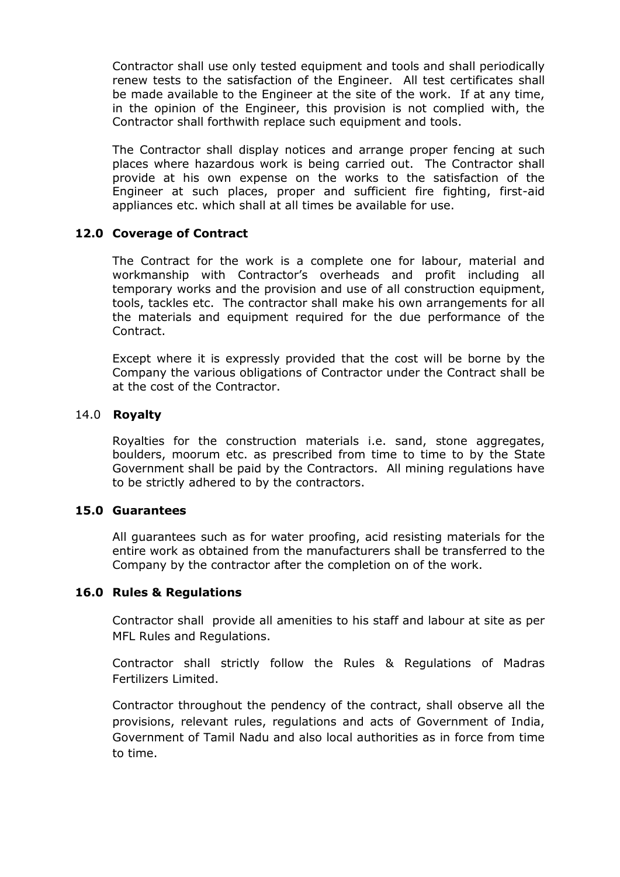Contractor shall use only tested equipment and tools and shall periodically renew tests to the satisfaction of the Engineer. All test certificates shall be made available to the Engineer at the site of the work. If at any time, in the opinion of the Engineer, this provision is not complied with, the Contractor shall forthwith replace such equipment and tools.

The Contractor shall display notices and arrange proper fencing at such places where hazardous work is being carried out. The Contractor shall provide at his own expense on the works to the satisfaction of the Engineer at such places, proper and sufficient fire fighting, first-aid appliances etc. which shall at all times be available for use.

**12.0 Coverage of Contract**

The Contract for the work is a complete one for labour, material and workmanship with Contractor's overheads and profit including all temporary works and the provision and use of all construction equipment, tools, tackles etc. The contractor shall make his own arrangements for all the materials and equipment required for the due performance of the Contract.

Except where it is expressly provided that the cost will be borne by the Company the various obligations of Contractor under the Contract shall be at the cost of the Contractor.

14.0 **Royalty**

Royalties for the construction materials i.e. sand, stone aggregates, boulders, moorum etc. as prescribed from time to time to by the State Government shall be paid by the Contractors. All mining regulations have to be strictly adhered to by the contractors.

**15.0 Guarantees**

All guarantees such as for water proofing, acid resisting materials for the entire work as obtained from the manufacturers shall be transferred to the Company by the contractor after the completion on of the work.

**16.0 Rules & Regulations**

Contractor shall provide all amenities to his staff and labour at site as per MFL Rules and Regulations.

Contractor shall strictly follow the Rules & Regulations of Madras Fertilizers Limited.

Contractor throughout the pendency of the contract, shall observe all the provisions, relevant rules, regulations and acts of Government of India, Government of Tamil Nadu and also local authorities as in force from time to time.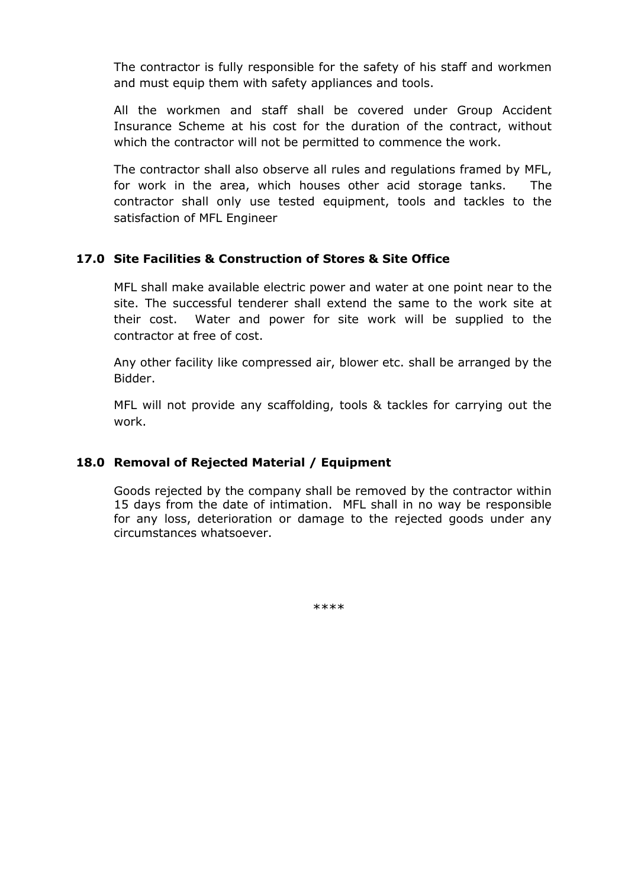The contractor is fully responsible for the safety of his staff and workmen and must equip them with safety appliances and tools.

All the workmen and staff shall be covered under Group Accident Insurance Scheme at his cost for the duration of the contract, without which the contractor will not be permitted to commence the work.

The contractor shall also observe all rules and regulations framed by MFL, for work in the area, which houses other acid storage tanks. The contractor shall only use tested equipment, tools and tackles to the satisfaction of MFL Engineer

## 17.0 Site Facilities & Construction of Stores & Site Office

MFL shall make available electric power and water at one point near to the site. The successful tenderer shall extend the same to the work site at their cost. Water and power for site work will be supplied to the contractor at free of cost.

Any other facility like compressed air, blower etc. shall be arranged by the Bidder.

MFL will not provide any scaffolding, tools & tackles for carrying out the work.

## 18.0 Removal of Rejected Material / Equipment

Goods rejected by the company shall be removed by the contractor within 15 days from the date of intimation. MFL shall in no way be responsible for any loss, deterioration or damage to the rejected goods under any circumstances whatsoever.

****